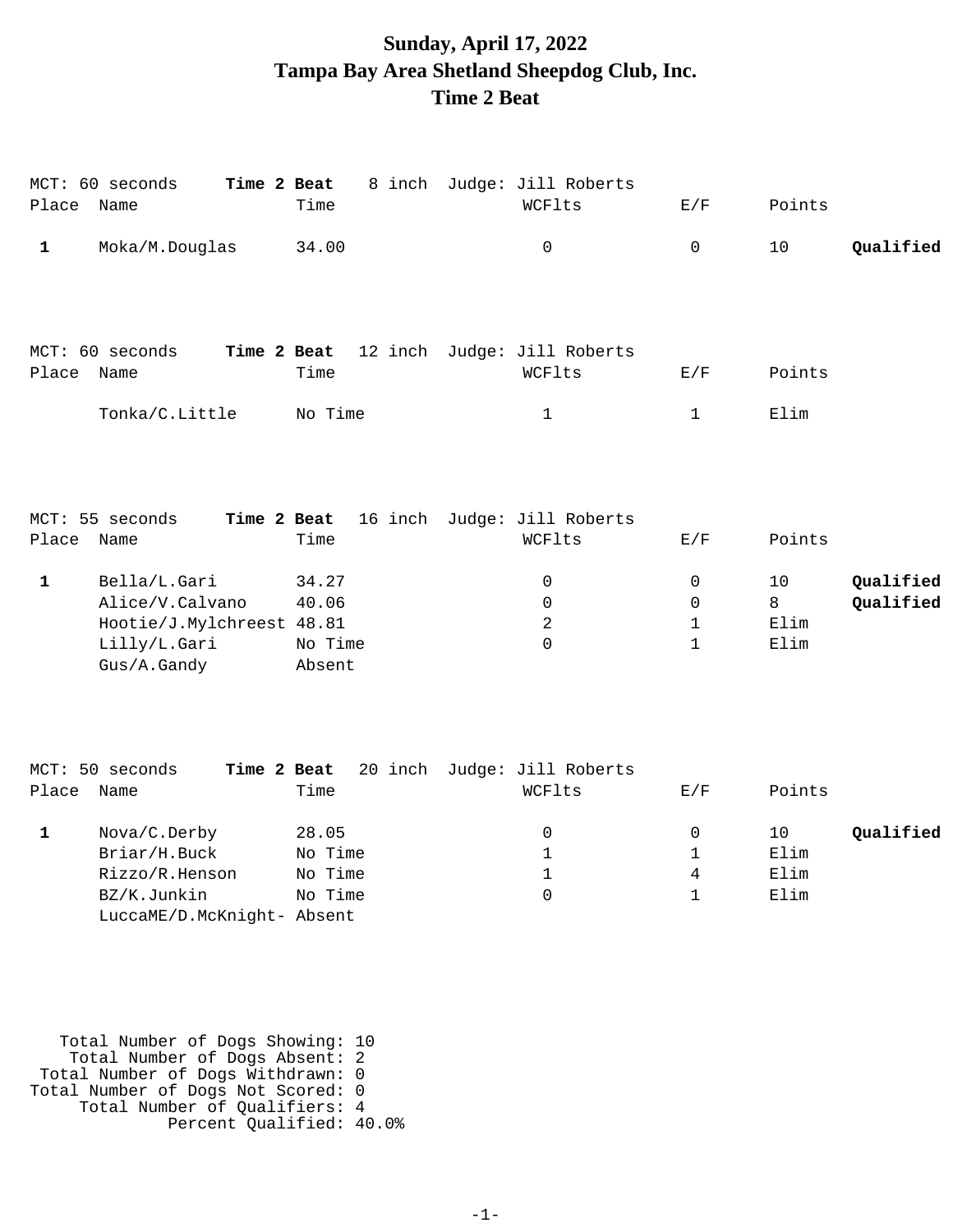# Sunday, April 17, 2022
# Tampa Bay Area Shetland Sheepdog Club, Inc.
# Time 2 Beat

MCT: 60 seconds **Time 2 Beat** 8 inch Judge: Jill Roberts

| Place | Name | Time | WCFlts | E/F | Points | |
|---|---|---|---|---|---|---|
| **1** | Moka/M.Douglas | 34.00 | 0 | 0 | 10 | **Qualified** |

MCT: 60 seconds **Time 2 Beat** 12 inch Judge: Jill Roberts

| Place | Name | Time | WCFlts | E/F | Points | |
|---|---|---|---|---|---|---|
| | Tonka/C.Little | No Time | 1 | 1 | Elim | |

MCT: 55 seconds **Time 2 Beat** 16 inch Judge: Jill Roberts

| Place | Name | Time | WCFlts | E/F | Points | |
|---|---|---|---|---|---|---|
| **1** | Bella/L.Gari | 34.27 | 0 | 0 | 10 | **Qualified** |
| | Alice/V.Calvano | 40.06 | 0 | 0 | 8 | **Qualified** |
| | Hootie/J.Mylchreest | 48.81 | 2 | 1 | Elim | |
| | Lilly/L.Gari | No Time | 0 | 1 | Elim | |
| | Gus/A.Gandy | Absent | | | | |

MCT: 50 seconds **Time 2 Beat** 20 inch Judge: Jill Roberts

| Place | Name | Time | WCFlts | E/F | Points | |
|---|---|---|---|---|---|---|
| **1** | Nova/C.Derby | 28.05 | 0 | 0 | 10 | **Qualified** |
| | Briar/H.Buck | No Time | 1 | 1 | Elim | |
| | Rizzo/R.Henson | No Time | 1 | 4 | Elim | |
| | BZ/K.Junkin | No Time | 0 | 1 | Elim | |
| | LuccaME/D.McKnight- | Absent | | | | |

Total Number of Dogs Showing: 10
Total Number of Dogs Absent: 2
Total Number of Dogs Withdrawn: 0
Total Number of Dogs Not Scored: 0
Total Number of Qualifiers: 4
Percent Qualified: 40.0%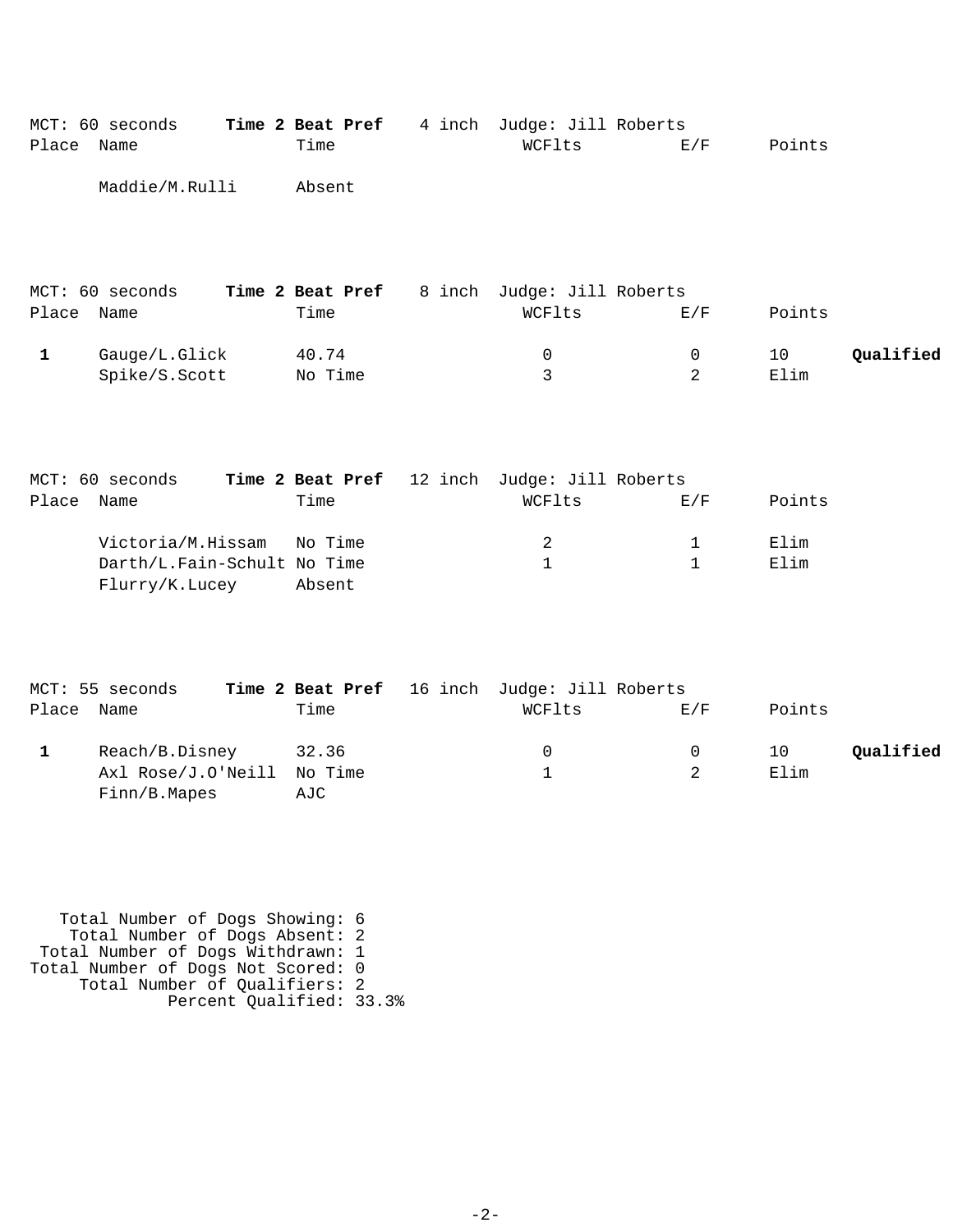MCT: 60 seconds **Time 2 Beat Pref** 4 inch Judge: Jill Roberts

| Place | Name | Time | WCFlts | E/F | Points | |
|---|---|---|---|---|---|---|
| | Maddie/M.Rulli | Absent | | | | |

MCT: 60 seconds **Time 2 Beat Pref** 8 inch Judge: Jill Roberts

| Place | Name | Time | WCFlts | E/F | Points | |
|---|---|---|---|---|---|---|
| **1** | Gauge/L.Glick | 40.74 | 0 | 0 | 10 | **Qualified** |
| | Spike/S.Scott | No Time | 3 | 2 | Elim | |

MCT: 60 seconds **Time 2 Beat Pref** 12 inch Judge: Jill Roberts

| Place | Name | Time | WCFlts | E/F | Points | |
|---|---|---|---|---|---|---|
| | Victoria/M.Hissam | No Time | 2 | 1 | Elim | |
| | Darth/L.Fain-Schult | No Time | 1 | 1 | Elim | |
| | Flurry/K.Lucey | Absent | | | | |

MCT: 55 seconds **Time 2 Beat Pref** 16 inch Judge: Jill Roberts

| Place | Name | Time | WCFlts | E/F | Points | |
|---|---|---|---|---|---|---|
| **1** | Reach/B.Disney | 32.36 | 0 | 0 | 10 | **Qualified** |
| | Axl Rose/J.O'Neill | No Time | 1 | 2 | Elim | |
| | Finn/B.Mapes | AJC | | | | |

Total Number of Dogs Showing: 6
Total Number of Dogs Absent: 2
Total Number of Dogs Withdrawn: 1
Total Number of Dogs Not Scored: 0
Total Number of Qualifiers: 2
Percent Qualified: 33.3%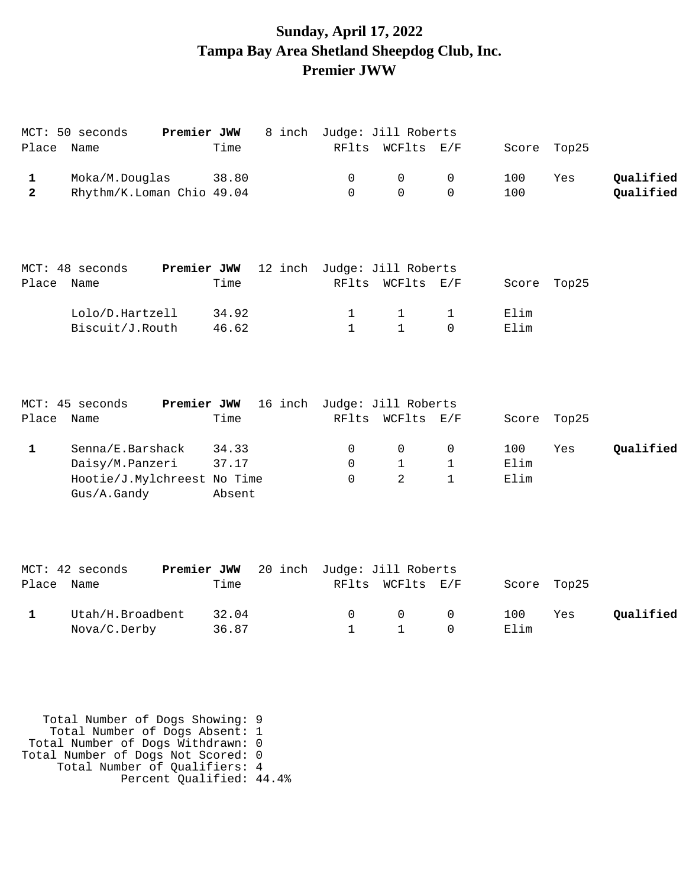# Sunday, April 17, 2022
# Tampa Bay Area Shetland Sheepdog Club, Inc.
# Premier JWW

MCT: 50 seconds **Premier JWW** 8 inch Judge: Jill Roberts

| Place | Name | Time | RFlts | WCFlts | E/F | Score | Top25 | |
|---|---|---|---|---|---|---|---|---|
| **1** | Moka/M.Douglas | 38.80 | 0 | 0 | 0 | 100 | Yes | **Qualified** |
| **2** | Rhythm/K.Loman Chio | 49.04 | 0 | 0 | 0 | 100 | | **Qualified** |

MCT: 48 seconds **Premier JWW** 12 inch Judge: Jill Roberts

| Place | Name | Time | RFlts | WCFlts | E/F | Score | Top25 | |
|---|---|---|---|---|---|---|---|---|
| | Lolo/D.Hartzell | 34.92 | 1 | 1 | 1 | Elim | | |
| | Biscuit/J.Routh | 46.62 | 1 | 1 | 0 | Elim | | |

MCT: 45 seconds **Premier JWW** 16 inch Judge: Jill Roberts

| Place | Name | Time | RFlts | WCFlts | E/F | Score | Top25 | |
|---|---|---|---|---|---|---|---|---|
| **1** | Senna/E.Barshack | 34.33 | 0 | 0 | 0 | 100 | Yes | **Qualified** |
| | Daisy/M.Panzeri | 37.17 | 0 | 1 | 1 | Elim | | |
| | Hootie/J.Mylchreest | No Time | 0 | 2 | 1 | Elim | | |
| | Gus/A.Gandy | Absent | | | | | | |

MCT: 42 seconds **Premier JWW** 20 inch Judge: Jill Roberts

| Place | Name | Time | RFlts | WCFlts | E/F | Score | Top25 | |
|---|---|---|---|---|---|---|---|---|
| **1** | Utah/H.Broadbent | 32.04 | 0 | 0 | 0 | 100 | Yes | **Qualified** |
| | Nova/C.Derby | 36.87 | 1 | 1 | 0 | Elim | | |

Total Number of Dogs Showing: 9
Total Number of Dogs Absent: 1
Total Number of Dogs Withdrawn: 0
Total Number of Dogs Not Scored: 0
Total Number of Qualifiers: 4
Percent Qualified: 44.4%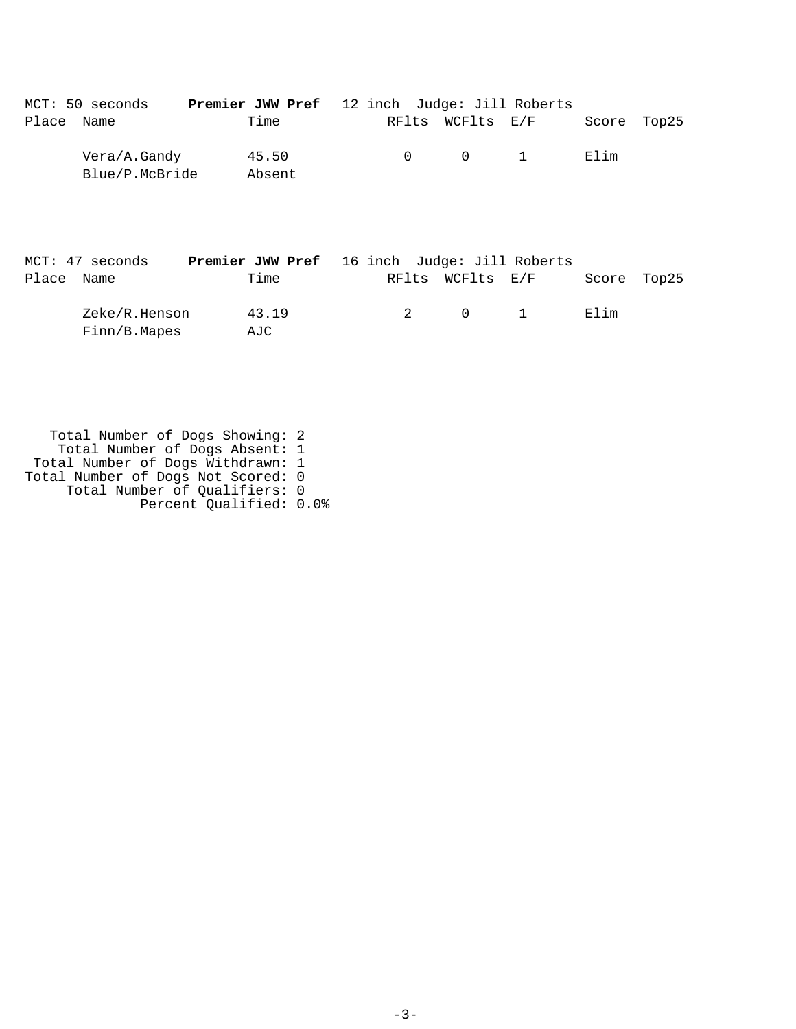MCT: 50 seconds **Premier JWW Pref** 12 inch Judge: Jill Roberts

| Place | Name | Time | RFlts | WCFlts | E/F | Score | Top25 |
|---|---|---|---|---|---|---|---|
| | Vera/A.Gandy | 45.50 | 0 | 0 | 1 | Elim | |
| | Blue/P.McBride | Absent | | | | | |

MCT: 47 seconds **Premier JWW Pref** 16 inch Judge: Jill Roberts

| Place | Name | Time | RFlts | WCFlts | E/F | Score | Top25 |
|---|---|---|---|---|---|---|---|
| | Zeke/R.Henson | 43.19 | 2 | 0 | 1 | Elim | |
| | Finn/B.Mapes | AJC | | | | | |

Total Number of Dogs Showing: 2
Total Number of Dogs Absent: 1
Total Number of Dogs Withdrawn: 1
Total Number of Dogs Not Scored: 0
Total Number of Qualifiers: 0
Percent Qualified: 0.0%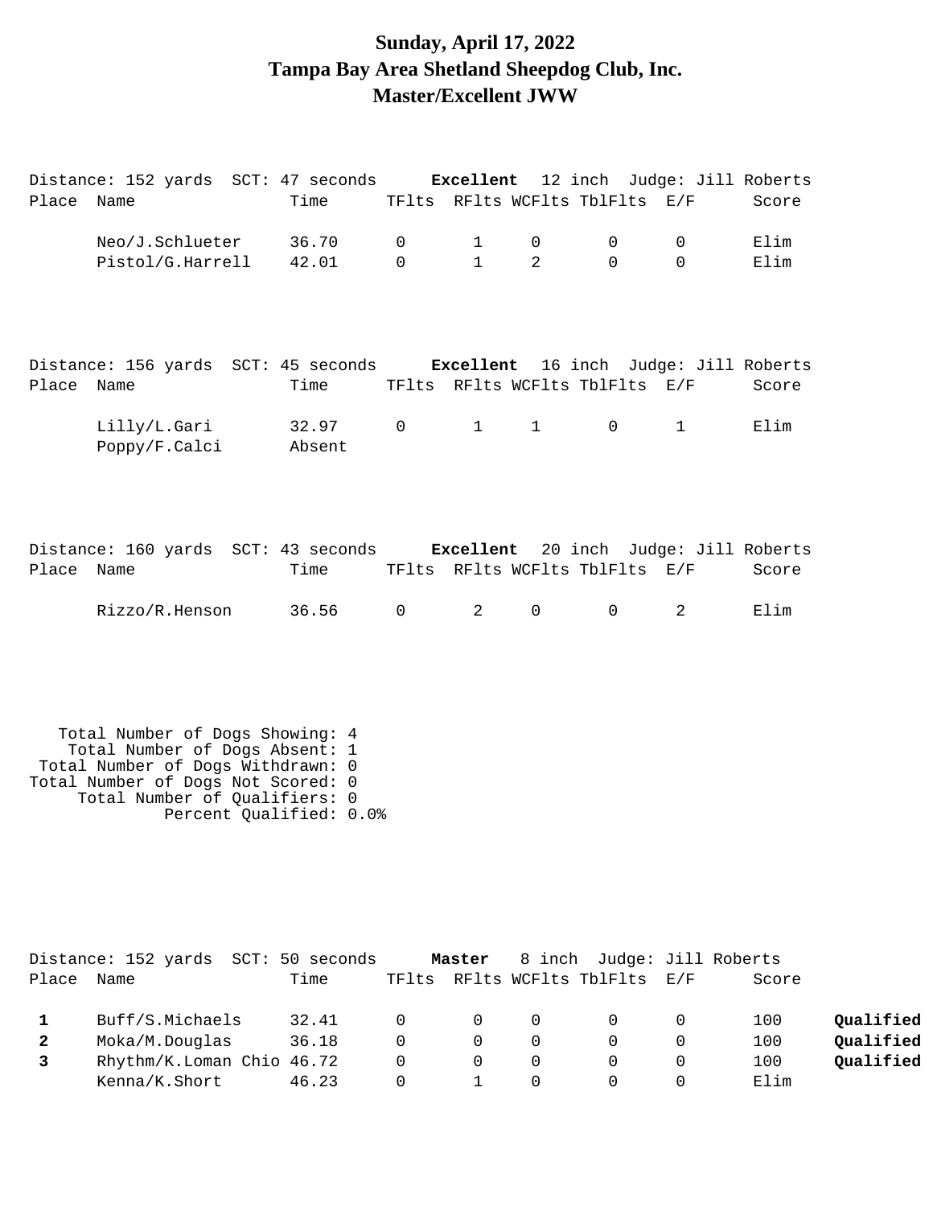# Sunday, April 17, 2022
# Tampa Bay Area Shetland Sheepdog Club, Inc.
# Master/Excellent JWW

Distance: 152 yards  SCT: 47 seconds  **Excellent**  12 inch  Judge: Jill Roberts

| Place | Name | Time | TFlts | RFlts | WCFlts | TblFlts | E/F | Score |
|---|---|---|---|---|---|---|---|---|
| | Neo/J.Schlueter | 36.70 | 0 | 1 | 0 | 0 | 0 | Elim |
| | Pistol/G.Harrell | 42.01 | 0 | 1 | 2 | 0 | 0 | Elim |

Distance: 156 yards  SCT: 45 seconds  **Excellent**  16 inch  Judge: Jill Roberts

| Place | Name | Time | TFlts | RFlts | WCFlts | TblFlts | E/F | Score |
|---|---|---|---|---|---|---|---|---|
| | Lilly/L.Gari | 32.97 | 0 | 1 | 1 | 0 | 1 | Elim |
| | Poppy/F.Calci | Absent | | | | | | |

Distance: 160 yards  SCT: 43 seconds  **Excellent**  20 inch  Judge: Jill Roberts

| Place | Name | Time | TFlts | RFlts | WCFlts | TblFlts | E/F | Score |
|---|---|---|---|---|---|---|---|---|
| | Rizzo/R.Henson | 36.56 | 0 | 2 | 0 | 0 | 2 | Elim |

Total Number of Dogs Showing: 4
Total Number of Dogs Absent: 1
Total Number of Dogs Withdrawn: 0
Total Number of Dogs Not Scored: 0
Total Number of Qualifiers: 0
Percent Qualified: 0.0%

Distance: 152 yards  SCT: 50 seconds  **Master**  8 inch  Judge: Jill Roberts

| Place | Name | Time | TFlts | RFlts | WCFlts | TblFlts | E/F | Score | |
|---|---|---|---|---|---|---|---|---|---|
| **1** | Buff/S.Michaels | 32.41 | 0 | 0 | 0 | 0 | 0 | 100 | **Qualified** |
| **2** | Moka/M.Douglas | 36.18 | 0 | 0 | 0 | 0 | 0 | 100 | **Qualified** |
| **3** | Rhythm/K.Loman Chio | 46.72 | 0 | 0 | 0 | 0 | 0 | 100 | **Qualified** |
| | Kenna/K.Short | 46.23 | 0 | 1 | 0 | 0 | 0 | Elim | |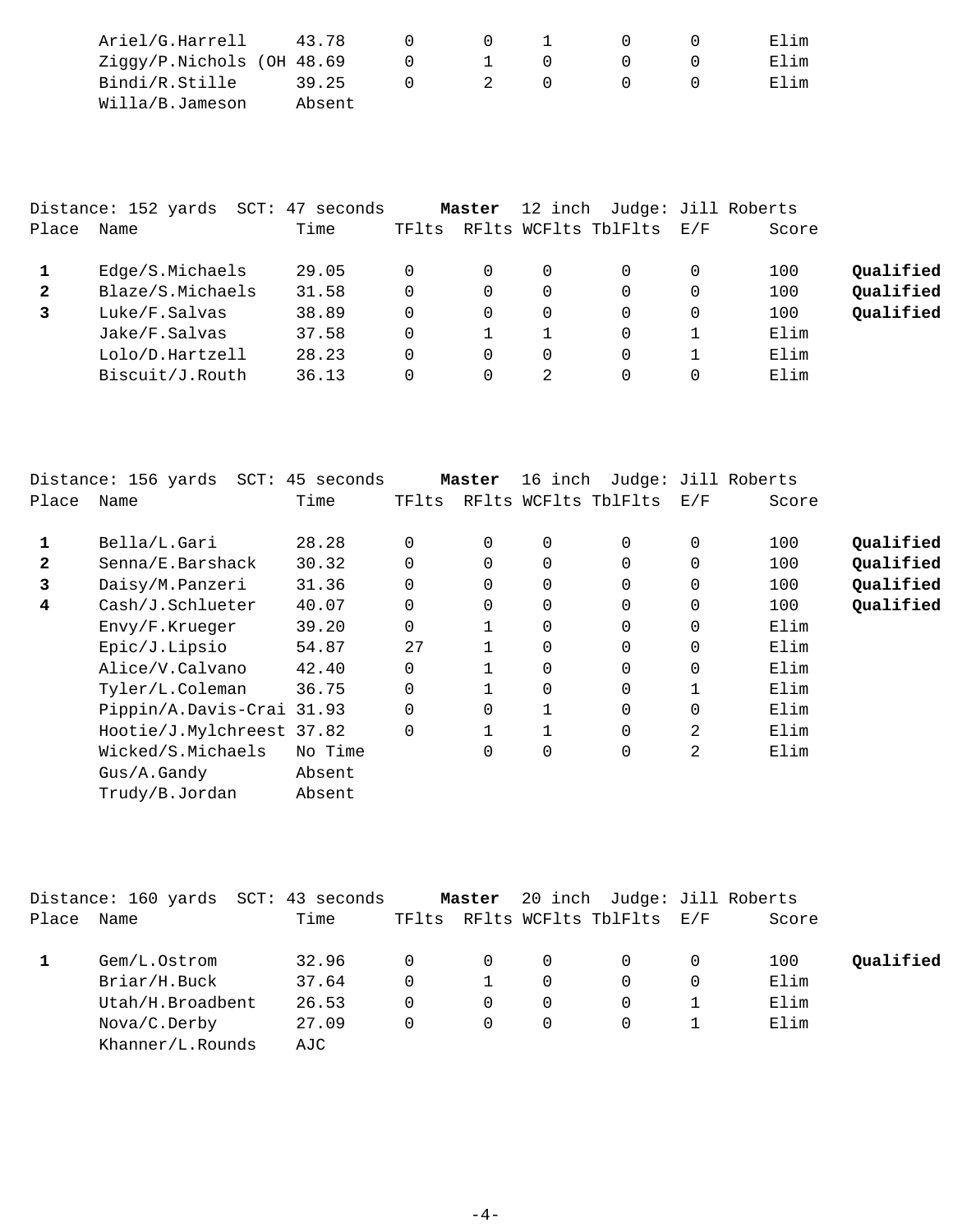| Place | Name | Time | TFlts | RFlts | WCFlts | TblFlts | E/F | Score | |
|---|---|---|---|---|---|---|---|---|---|
| | Ariel/G.Harrell | 43.78 | 0 | 0 | 1 | 0 | 0 | Elim | |
| | Ziggy/P.Nichols (OH | 48.69 | 0 | 1 | 0 | 0 | 0 | Elim | |
| | Bindi/R.Stille | 39.25 | 0 | 2 | 0 | 0 | 0 | Elim | |
| | Willa/B.Jameson | Absent | | | | | | | |

Distance: 152 yards SCT: 47 seconds **Master** 12 inch Judge: Jill Roberts

| Place | Name | Time | TFlts | RFlts | WCFlts | TblFlts | E/F | Score | |
|---|---|---|---|---|---|---|---|---|---|
| **1** | Edge/S.Michaels | 29.05 | 0 | 0 | 0 | 0 | 0 | 100 | **Qualified** |
| **2** | Blaze/S.Michaels | 31.58 | 0 | 0 | 0 | 0 | 0 | 100 | **Qualified** |
| **3** | Luke/F.Salvas | 38.89 | 0 | 0 | 0 | 0 | 0 | 100 | **Qualified** |
| | Jake/F.Salvas | 37.58 | 0 | 1 | 1 | 0 | 1 | Elim | |
| | Lolo/D.Hartzell | 28.23 | 0 | 0 | 0 | 0 | 1 | Elim | |
| | Biscuit/J.Routh | 36.13 | 0 | 0 | 2 | 0 | 0 | Elim | |

Distance: 156 yards SCT: 45 seconds **Master** 16 inch Judge: Jill Roberts

| Place | Name | Time | TFlts | RFlts | WCFlts | TblFlts | E/F | Score | |
|---|---|---|---|---|---|---|---|---|---|
| **1** | Bella/L.Gari | 28.28 | 0 | 0 | 0 | 0 | 0 | 100 | **Qualified** |
| **2** | Senna/E.Barshack | 30.32 | 0 | 0 | 0 | 0 | 0 | 100 | **Qualified** |
| **3** | Daisy/M.Panzeri | 31.36 | 0 | 0 | 0 | 0 | 0 | 100 | **Qualified** |
| **4** | Cash/J.Schlueter | 40.07 | 0 | 0 | 0 | 0 | 0 | 100 | **Qualified** |
| | Envy/F.Krueger | 39.20 | 0 | 1 | 0 | 0 | 0 | Elim | |
| | Epic/J.Lipsio | 54.87 | 27 | 1 | 0 | 0 | 0 | Elim | |
| | Alice/V.Calvano | 42.40 | 0 | 1 | 0 | 0 | 0 | Elim | |
| | Tyler/L.Coleman | 36.75 | 0 | 1 | 0 | 0 | 1 | Elim | |
| | Pippin/A.Davis-Crai | 31.93 | 0 | 0 | 1 | 0 | 0 | Elim | |
| | Hootie/J.Mylchreest | 37.82 | 0 | 1 | 1 | 0 | 2 | Elim | |
| | Wicked/S.Michaels | No Time | | 0 | 0 | 0 | 2 | Elim | |
| | Gus/A.Gandy | Absent | | | | | | | |
| | Trudy/B.Jordan | Absent | | | | | | | |

Distance: 160 yards SCT: 43 seconds **Master** 20 inch Judge: Jill Roberts

| Place | Name | Time | TFlts | RFlts | WCFlts | TblFlts | E/F | Score | |
|---|---|---|---|---|---|---|---|---|---|
| **1** | Gem/L.Ostrom | 32.96 | 0 | 0 | 0 | 0 | 0 | 100 | **Qualified** |
| | Briar/H.Buck | 37.64 | 0 | 1 | 0 | 0 | 0 | Elim | |
| | Utah/H.Broadbent | 26.53 | 0 | 0 | 0 | 0 | 1 | Elim | |
| | Nova/C.Derby | 27.09 | 0 | 0 | 0 | 0 | 1 | Elim | |
| | Khanner/L.Rounds | AJC | | | | | | | |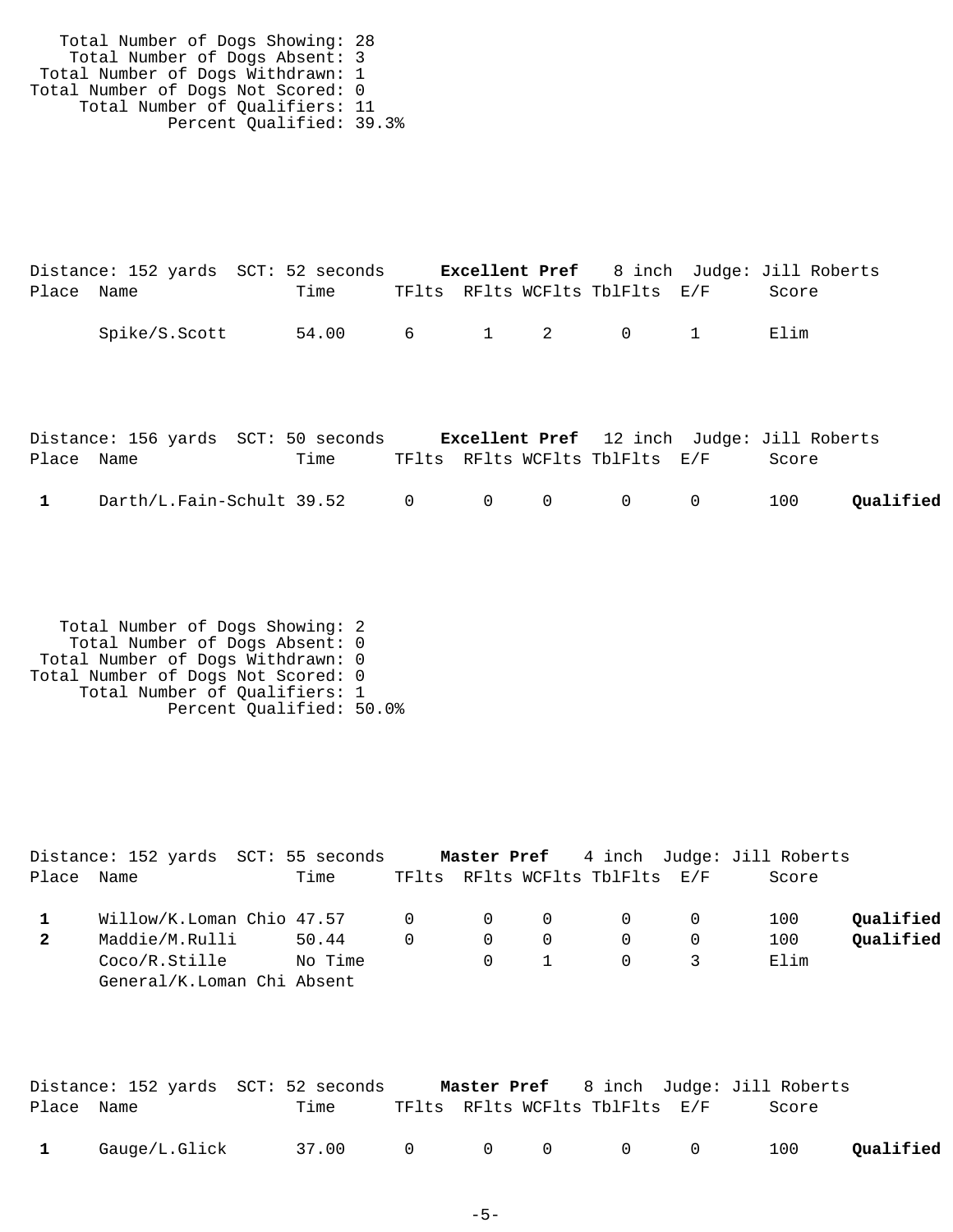Total Number of Dogs Showing: 28
Total Number of Dogs Absent: 3
Total Number of Dogs Withdrawn: 1
Total Number of Dogs Not Scored: 0
Total Number of Qualifiers: 11
Percent Qualified: 39.3%

Distance: 152 yards SCT: 52 seconds **Excellent Pref** 8 inch Judge: Jill Roberts

| Place | Name | Time | TFlts | RFlts | WCFlts | TblFlts | E/F | Score | |
|---|---|---|---|---|---|---|---|---|---|
| | Spike/S.Scott | 54.00 | 6 | 1 | 2 | 0 | 1 | Elim | |

Distance: 156 yards SCT: 50 seconds **Excellent Pref** 12 inch Judge: Jill Roberts

| Place | Name | Time | TFlts | RFlts | WCFlts | TblFlts | E/F | Score | |
|---|---|---|---|---|---|---|---|---|---|
| **1** | Darth/L.Fain-Schult | 39.52 | 0 | 0 | 0 | 0 | 0 | 100 | **Qualified** |

Total Number of Dogs Showing: 2
Total Number of Dogs Absent: 0
Total Number of Dogs Withdrawn: 0
Total Number of Dogs Not Scored: 0
Total Number of Qualifiers: 1
Percent Qualified: 50.0%

Distance: 152 yards SCT: 55 seconds **Master Pref** 4 inch Judge: Jill Roberts

| Place | Name | Time | TFlts | RFlts | WCFlts | TblFlts | E/F | Score | |
|---|---|---|---|---|---|---|---|---|---|
| **1** | Willow/K.Loman Chio | 47.57 | 0 | 0 | 0 | 0 | 0 | 100 | **Qualified** |
| **2** | Maddie/M.Rulli | 50.44 | 0 | 0 | 0 | 0 | 0 | 100 | **Qualified** |
| | Coco/R.Stille | No Time | | 0 | 1 | 0 | 3 | Elim | |
| | General/K.Loman Chi | Absent | | | | | | | |

Distance: 152 yards SCT: 52 seconds **Master Pref** 8 inch Judge: Jill Roberts

| Place | Name | Time | TFlts | RFlts | WCFlts | TblFlts | E/F | Score | |
|---|---|---|---|---|---|---|---|---|---|
| **1** | Gauge/L.Glick | 37.00 | 0 | 0 | 0 | 0 | 0 | 100 | **Qualified** |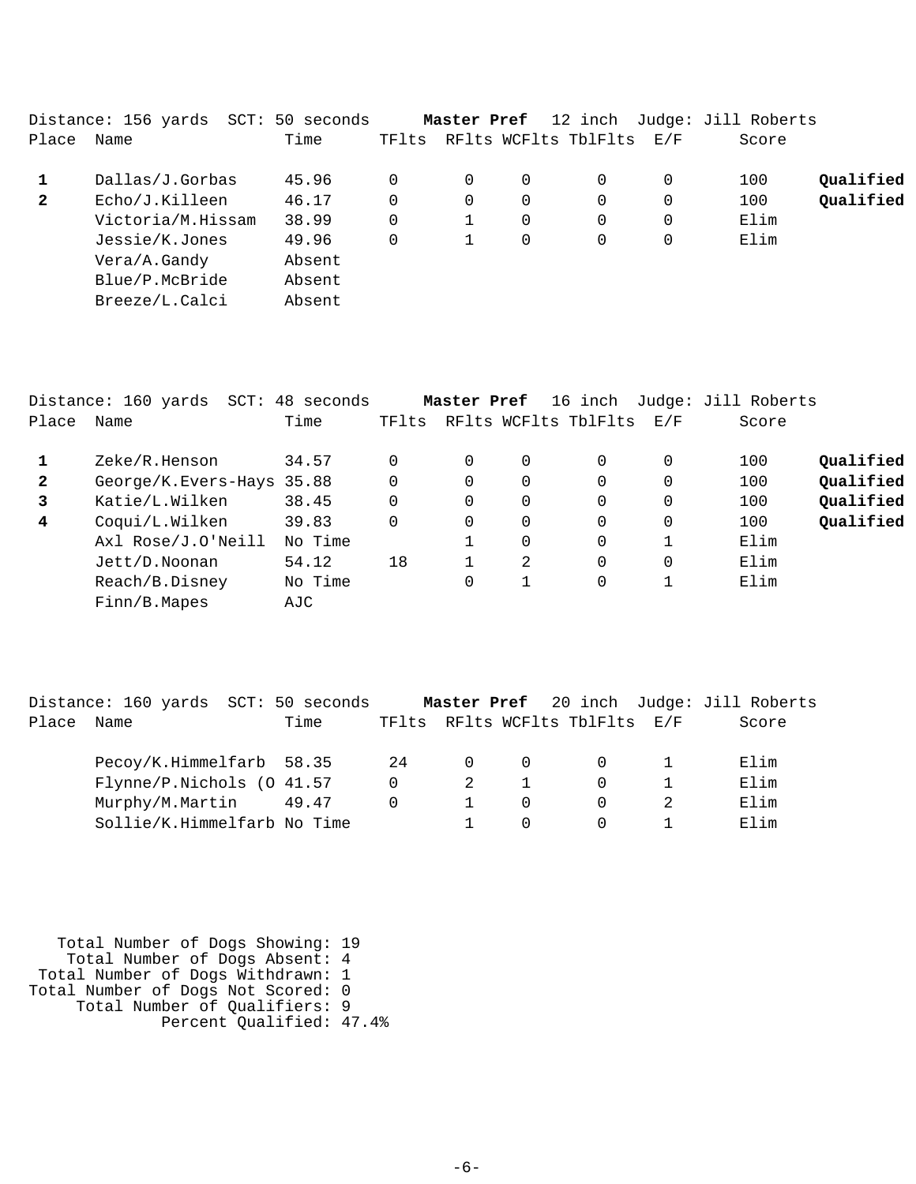Distance: 156 yards  SCT: 50 seconds  **Master Pref**  12 inch  Judge: Jill Roberts

| Place | Name | Time | TFlts | RFlts | WCFlts | TblFlts | E/F | Score | |
|---|---|---|---|---|---|---|---|---|---|
| **1** | Dallas/J.Gorbas | 45.96 | 0 | 0 | 0 | 0 | 0 | 100 | **Qualified** |
| **2** | Echo/J.Killeen | 46.17 | 0 | 0 | 0 | 0 | 0 | 100 | **Qualified** |
| | Victoria/M.Hissam | 38.99 | 0 | 1 | 0 | 0 | 0 | Elim | |
| | Jessie/K.Jones | 49.96 | 0 | 1 | 0 | 0 | 0 | Elim | |
| | Vera/A.Gandy | Absent | | | | | | | |
| | Blue/P.McBride | Absent | | | | | | | |
| | Breeze/L.Calci | Absent | | | | | | | |

Distance: 160 yards  SCT: 48 seconds  **Master Pref**  16 inch  Judge: Jill Roberts

| Place | Name | Time | TFlts | RFlts | WCFlts | TblFlts | E/F | Score | |
|---|---|---|---|---|---|---|---|---|---|
| **1** | Zeke/R.Henson | 34.57 | 0 | 0 | 0 | 0 | 0 | 100 | **Qualified** |
| **2** | George/K.Evers-Hays | 35.88 | 0 | 0 | 0 | 0 | 0 | 100 | **Qualified** |
| **3** | Katie/L.Wilken | 38.45 | 0 | 0 | 0 | 0 | 0 | 100 | **Qualified** |
| **4** | Coqui/L.Wilken | 39.83 | 0 | 0 | 0 | 0 | 0 | 100 | **Qualified** |
| | Axl Rose/J.O'Neill | No Time | | 1 | 0 | 0 | 1 | Elim | |
| | Jett/D.Noonan | 54.12 | 18 | 1 | 2 | 0 | 0 | Elim | |
| | Reach/B.Disney | No Time | | 0 | 1 | 0 | 1 | Elim | |
| | Finn/B.Mapes | AJC | | | | | | | |

Distance: 160 yards  SCT: 50 seconds  **Master Pref**  20 inch  Judge: Jill Roberts

| Place | Name | Time | TFlts | RFlts | WCFlts | TblFlts | E/F | Score |
|---|---|---|---|---|---|---|---|---|
| | Pecoy/K.Himmelfarb | 58.35 | 24 | 0 | 0 | 0 | 1 | Elim |
| | Flynne/P.Nichols (O | 41.57 | 0 | 2 | 1 | 0 | 1 | Elim |
| | Murphy/M.Martin | 49.47 | 0 | 1 | 0 | 0 | 2 | Elim |
| | Sollie/K.Himmelfarb | No Time | | 1 | 0 | 0 | 1 | Elim |

Total Number of Dogs Showing: 19
Total Number of Dogs Absent: 4
Total Number of Dogs Withdrawn: 1
Total Number of Dogs Not Scored: 0
Total Number of Qualifiers: 9
Percent Qualified: 47.4%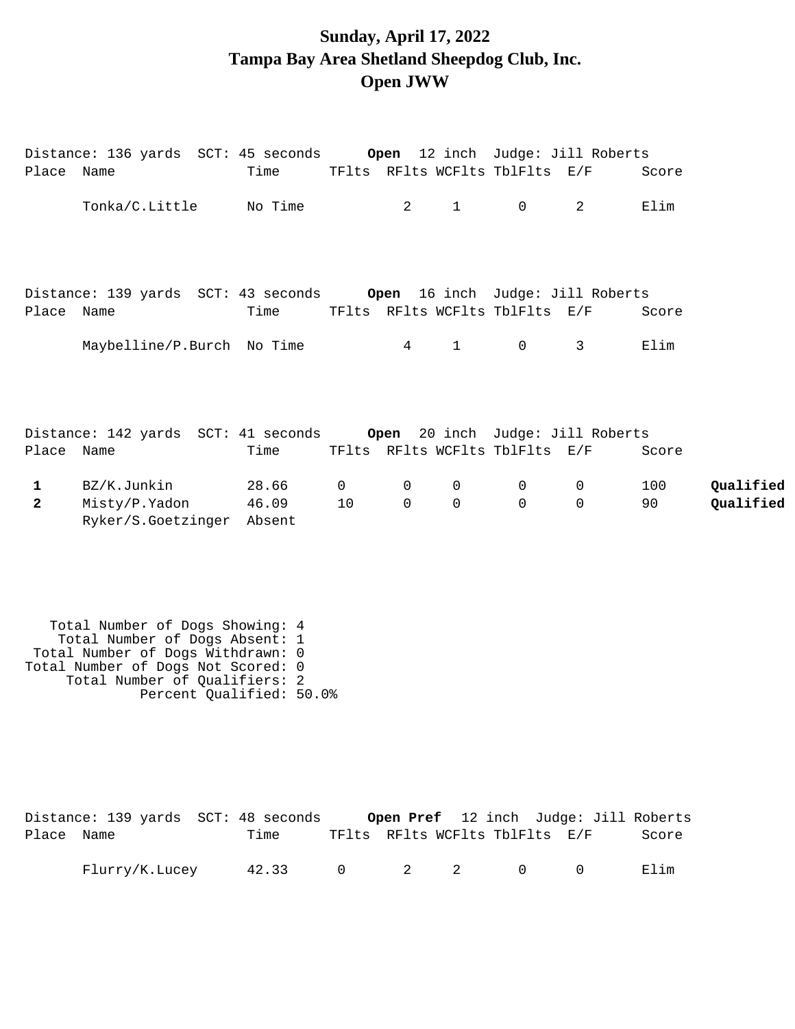# Sunday, April 17, 2022
# Tampa Bay Area Shetland Sheepdog Club, Inc.
# Open JWW

Distance: 136 yards SCT: 45 seconds **Open** 12 inch Judge: Jill Roberts

| Place | Name | Time | TFlts | RFlts | WCFlts | TblFlts | E/F | Score | |
|---|---|---|---|---|---|---|---|---|---|
| | Tonka/C.Little | No Time | | 2 | 1 | 0 | 2 | Elim | |

Distance: 139 yards SCT: 43 seconds **Open** 16 inch Judge: Jill Roberts

| Place | Name | Time | TFlts | RFlts | WCFlts | TblFlts | E/F | Score | |
|---|---|---|---|---|---|---|---|---|---|
| | Maybelline/P.Burch | No Time | | 4 | 1 | 0 | 3 | Elim | |

Distance: 142 yards SCT: 41 seconds **Open** 20 inch Judge: Jill Roberts

| Place | Name | Time | TFlts | RFlts | WCFlts | TblFlts | E/F | Score | |
|---|---|---|---|---|---|---|---|---|---|
| **1** | BZ/K.Junkin | 28.66 | 0 | 0 | 0 | 0 | 0 | 100 | **Qualified** |
| **2** | Misty/P.Yadon | 46.09 | 10 | 0 | 0 | 0 | 0 | 90 | **Qualified** |
| | Ryker/S.Goetzinger | Absent | | | | | | | |

Total Number of Dogs Showing: 4
Total Number of Dogs Absent: 1
Total Number of Dogs Withdrawn: 0
Total Number of Dogs Not Scored: 0
Total Number of Qualifiers: 2
Percent Qualified: 50.0%

Distance: 139 yards SCT: 48 seconds **Open Pref** 12 inch Judge: Jill Roberts

| Place | Name | Time | TFlts | RFlts | WCFlts | TblFlts | E/F | Score | |
|---|---|---|---|---|---|---|---|---|---|
| | Flurry/K.Lucey | 42.33 | 0 | 2 | 2 | 0 | 0 | Elim | |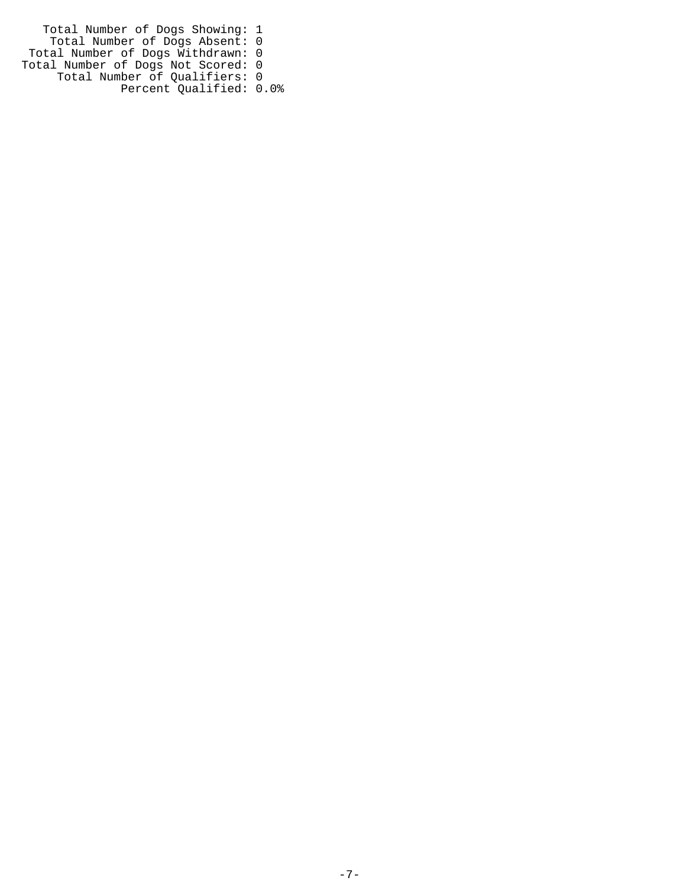Total Number of Dogs Showing: 1
Total Number of Dogs Absent: 0
Total Number of Dogs Withdrawn: 0
Total Number of Dogs Not Scored: 0
Total Number of Qualifiers: 0
Percent Qualified: 0.0%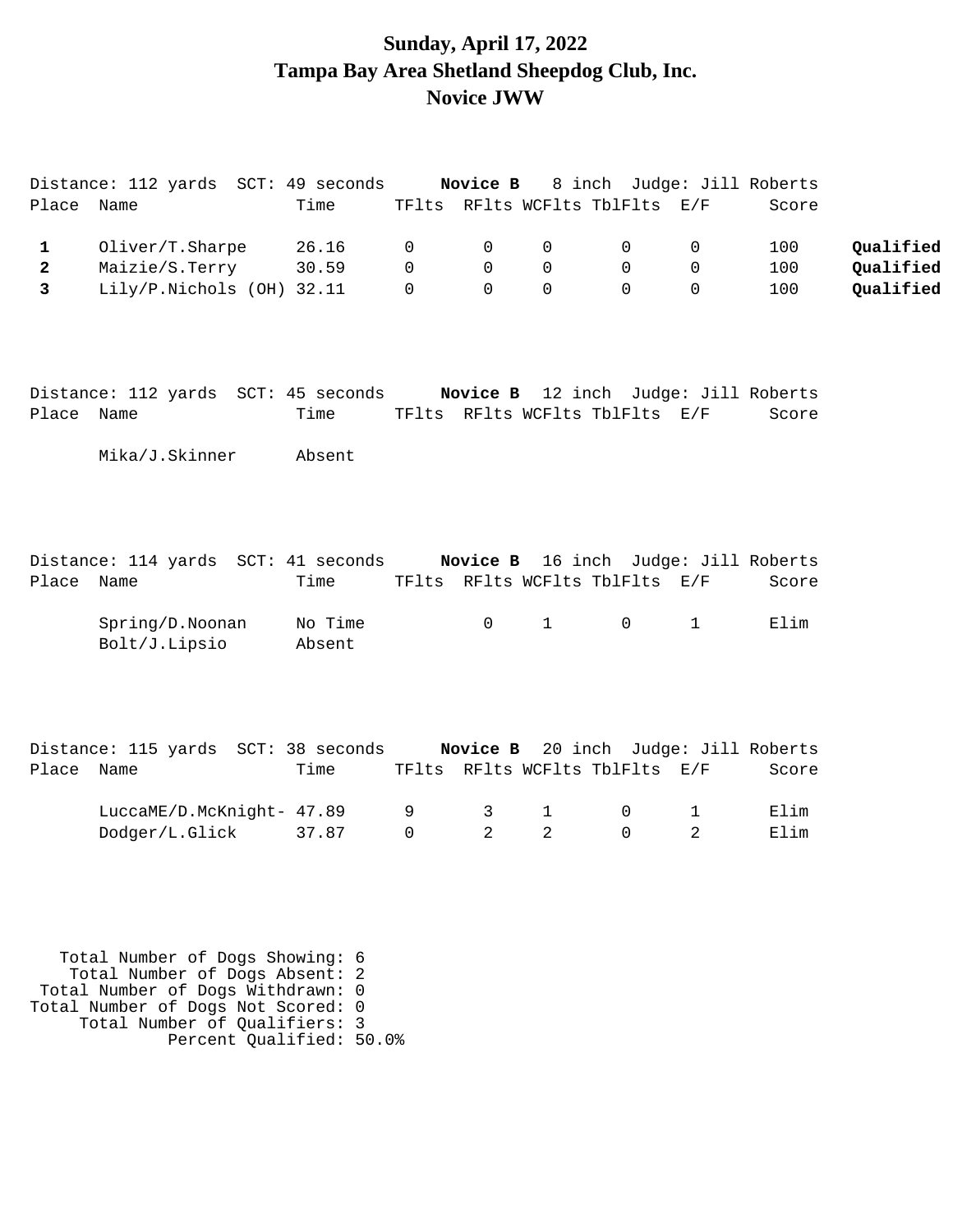# Sunday, April 17, 2022
# Tampa Bay Area Shetland Sheepdog Club, Inc.
# Novice JWW

Distance: 112 yards SCT: 49 seconds **Novice B** 8 inch Judge: Jill Roberts

| Place | Name | Time | TFlts | RFlts | WCFlts | TblFlts | E/F | Score | |
|---|---|---|---|---|---|---|---|---|---|
| **1** | Oliver/T.Sharpe | 26.16 | 0 | 0 | 0 | 0 | 0 | 100 | **Qualified** |
| **2** | Maizie/S.Terry | 30.59 | 0 | 0 | 0 | 0 | 0 | 100 | **Qualified** |
| **3** | Lily/P.Nichols (OH) | 32.11 | 0 | 0 | 0 | 0 | 0 | 100 | **Qualified** |

Distance: 112 yards SCT: 45 seconds **Novice B** 12 inch Judge: Jill Roberts

| Place | Name | Time | TFlts | RFlts | WCFlts | TblFlts | E/F | Score |
|---|---|---|---|---|---|---|---|---|
| | Mika/J.Skinner | Absent | | | | | | |

Distance: 114 yards SCT: 41 seconds **Novice B** 16 inch Judge: Jill Roberts

| Place | Name | Time | TFlts | RFlts | WCFlts | TblFlts | E/F | Score |
|---|---|---|---|---|---|---|---|---|
| | Spring/D.Noonan | No Time | | 0 | 1 | 0 | 1 | Elim |
| | Bolt/J.Lipsio | Absent | | | | | | |

Distance: 115 yards SCT: 38 seconds **Novice B** 20 inch Judge: Jill Roberts

| Place | Name | Time | TFlts | RFlts | WCFlts | TblFlts | E/F | Score |
|---|---|---|---|---|---|---|---|---|
| | LuccaME/D.McKnight- | 47.89 | 9 | 3 | 1 | 0 | 1 | Elim |
| | Dodger/L.Glick | 37.87 | 0 | 2 | 2 | 0 | 2 | Elim |

Total Number of Dogs Showing: 6
Total Number of Dogs Absent: 2
Total Number of Dogs Withdrawn: 0
Total Number of Dogs Not Scored: 0
Total Number of Qualifiers: 3
Percent Qualified: 50.0%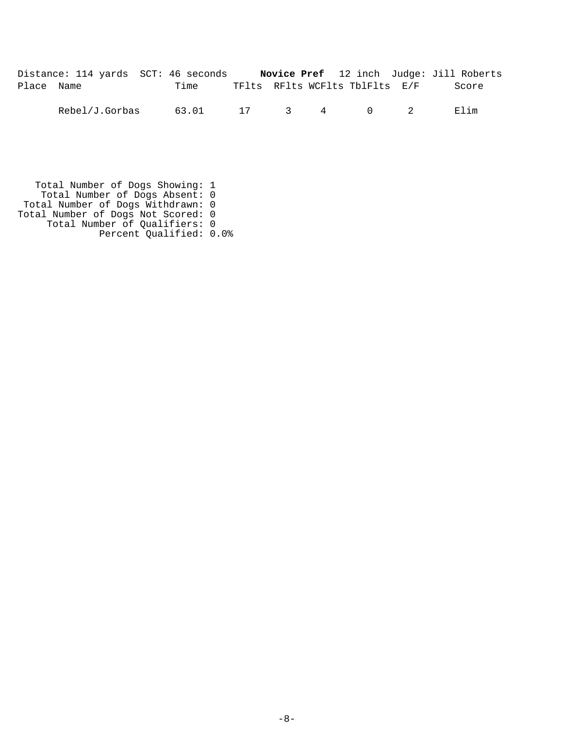Distance: 114 yards  SCT: 46 seconds  **Novice Pref**  12 inch  Judge: Jill Roberts

| Place | Name | Time | TFlts | RFlts | WCFlts | TblFlts | E/F | Score |
|---|---|---|---|---|---|---|---|---|
| | Rebel/J.Gorbas | 63.01 | 17 | 3 | 4 | 0 | 2 | Elim |

Total Number of Dogs Showing: 1
Total Number of Dogs Absent: 0
Total Number of Dogs Withdrawn: 0
Total Number of Dogs Not Scored: 0
Total Number of Qualifiers: 0
Percent Qualified: 0.0%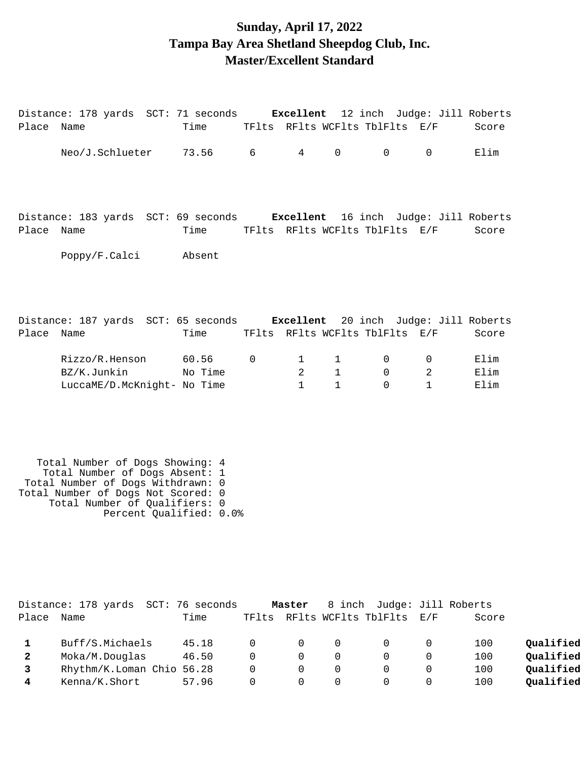# Sunday, April 17, 2022
# Tampa Bay Area Shetland Sheepdog Club, Inc.
# Master/Excellent Standard

Distance: 178 yards SCT: 71 seconds **Excellent** 12 inch Judge: Jill Roberts

| Place | Name | Time | TFlts | RFlts | WCFlts | TblFlts | E/F | Score |
|---|---|---|---|---|---|---|---|---|
| | Neo/J.Schlueter | 73.56 | 6 | 4 | 0 | 0 | 0 | Elim |

Distance: 183 yards SCT: 69 seconds **Excellent** 16 inch Judge: Jill Roberts

| Place | Name | Time | TFlts | RFlts | WCFlts | TblFlts | E/F | Score |
|---|---|---|---|---|---|---|---|---|
| | Poppy/F.Calci | Absent | | | | | | |

Distance: 187 yards SCT: 65 seconds **Excellent** 20 inch Judge: Jill Roberts

| Place | Name | Time | TFlts | RFlts | WCFlts | TblFlts | E/F | Score |
|---|---|---|---|---|---|---|---|---|
| | Rizzo/R.Henson | 60.56 | 0 | 1 | 1 | 0 | 0 | Elim |
| | BZ/K.Junkin | No Time | | 2 | 1 | 0 | 2 | Elim |
| | LuccaME/D.McKnight- | No Time | | 1 | 1 | 0 | 1 | Elim |

Total Number of Dogs Showing: 4
Total Number of Dogs Absent: 1
Total Number of Dogs Withdrawn: 0
Total Number of Dogs Not Scored: 0
Total Number of Qualifiers: 0
Percent Qualified: 0.0%

Distance: 178 yards SCT: 76 seconds **Master** 8 inch Judge: Jill Roberts

| Place | Name | Time | TFlts | RFlts | WCFlts | TblFlts | E/F | Score | |
|---|---|---|---|---|---|---|---|---|---|
| **1** | Buff/S.Michaels | 45.18 | 0 | 0 | 0 | 0 | 0 | 100 | **Qualified** |
| **2** | Moka/M.Douglas | 46.50 | 0 | 0 | 0 | 0 | 0 | 100 | **Qualified** |
| **3** | Rhythm/K.Loman Chio | 56.28 | 0 | 0 | 0 | 0 | 0 | 100 | **Qualified** |
| **4** | Kenna/K.Short | 57.96 | 0 | 0 | 0 | 0 | 0 | 100 | **Qualified** |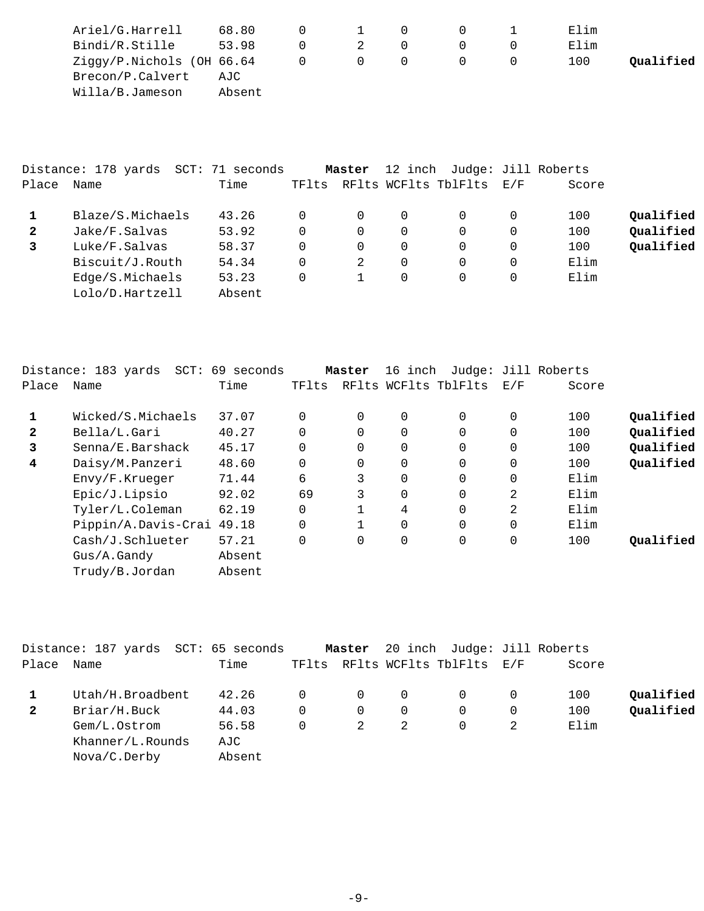| Place | Name | Time | TFlts | RFlts | WCFlts | TblFlts | E/F | Score | |
|---|---|---|---|---|---|---|---|---|---|
| | Ariel/G.Harrell | 68.80 | 0 | 1 | 0 | 0 | 1 | Elim | |
| | Bindi/R.Stille | 53.98 | 0 | 2 | 0 | 0 | 0 | Elim | |
| | Ziggy/P.Nichols (OH | 66.64 | 0 | 0 | 0 | 0 | 0 | 100 | **Qualified** |
| | Brecon/P.Calvert | AJC | | | | | | | |
| | Willa/B.Jameson | Absent | | | | | | | |

Distance: 178 yards SCT: 71 seconds **Master** 12 inch Judge: Jill Roberts

| Place | Name | Time | TFlts | RFlts | WCFlts | TblFlts | E/F | Score | |
|---|---|---|---|---|---|---|---|---|---|
| **1** | Blaze/S.Michaels | 43.26 | 0 | 0 | 0 | 0 | 0 | 100 | **Qualified** |
| **2** | Jake/F.Salvas | 53.92 | 0 | 0 | 0 | 0 | 0 | 100 | **Qualified** |
| **3** | Luke/F.Salvas | 58.37 | 0 | 0 | 0 | 0 | 0 | 100 | **Qualified** |
| | Biscuit/J.Routh | 54.34 | 0 | 2 | 0 | 0 | 0 | Elim | |
| | Edge/S.Michaels | 53.23 | 0 | 1 | 0 | 0 | 0 | Elim | |
| | Lolo/D.Hartzell | Absent | | | | | | | |

Distance: 183 yards SCT: 69 seconds **Master** 16 inch Judge: Jill Roberts

| Place | Name | Time | TFlts | RFlts | WCFlts | TblFlts | E/F | Score | |
|---|---|---|---|---|---|---|---|---|---|
| **1** | Wicked/S.Michaels | 37.07 | 0 | 0 | 0 | 0 | 0 | 100 | **Qualified** |
| **2** | Bella/L.Gari | 40.27 | 0 | 0 | 0 | 0 | 0 | 100 | **Qualified** |
| **3** | Senna/E.Barshack | 45.17 | 0 | 0 | 0 | 0 | 0 | 100 | **Qualified** |
| **4** | Daisy/M.Panzeri | 48.60 | 0 | 0 | 0 | 0 | 0 | 100 | **Qualified** |
| | Envy/F.Krueger | 71.44 | 6 | 3 | 0 | 0 | 0 | Elim | |
| | Epic/J.Lipsio | 92.02 | 69 | 3 | 0 | 0 | 2 | Elim | |
| | Tyler/L.Coleman | 62.19 | 0 | 1 | 4 | 0 | 2 | Elim | |
| | Pippin/A.Davis-Crai | 49.18 | 0 | 1 | 0 | 0 | 0 | Elim | |
| | Cash/J.Schlueter | 57.21 | 0 | 0 | 0 | 0 | 0 | 100 | **Qualified** |
| | Gus/A.Gandy | Absent | | | | | | | |
| | Trudy/B.Jordan | Absent | | | | | | | |

Distance: 187 yards SCT: 65 seconds **Master** 20 inch Judge: Jill Roberts

| Place | Name | Time | TFlts | RFlts | WCFlts | TblFlts | E/F | Score | |
|---|---|---|---|---|---|---|---|---|---|
| **1** | Utah/H.Broadbent | 42.26 | 0 | 0 | 0 | 0 | 0 | 100 | **Qualified** |
| **2** | Briar/H.Buck | 44.03 | 0 | 0 | 0 | 0 | 0 | 100 | **Qualified** |
| | Gem/L.Ostrom | 56.58 | 0 | 2 | 2 | 0 | 2 | Elim | |
| | Khanner/L.Rounds | AJC | | | | | | | |
| | Nova/C.Derby | Absent | | | | | | | |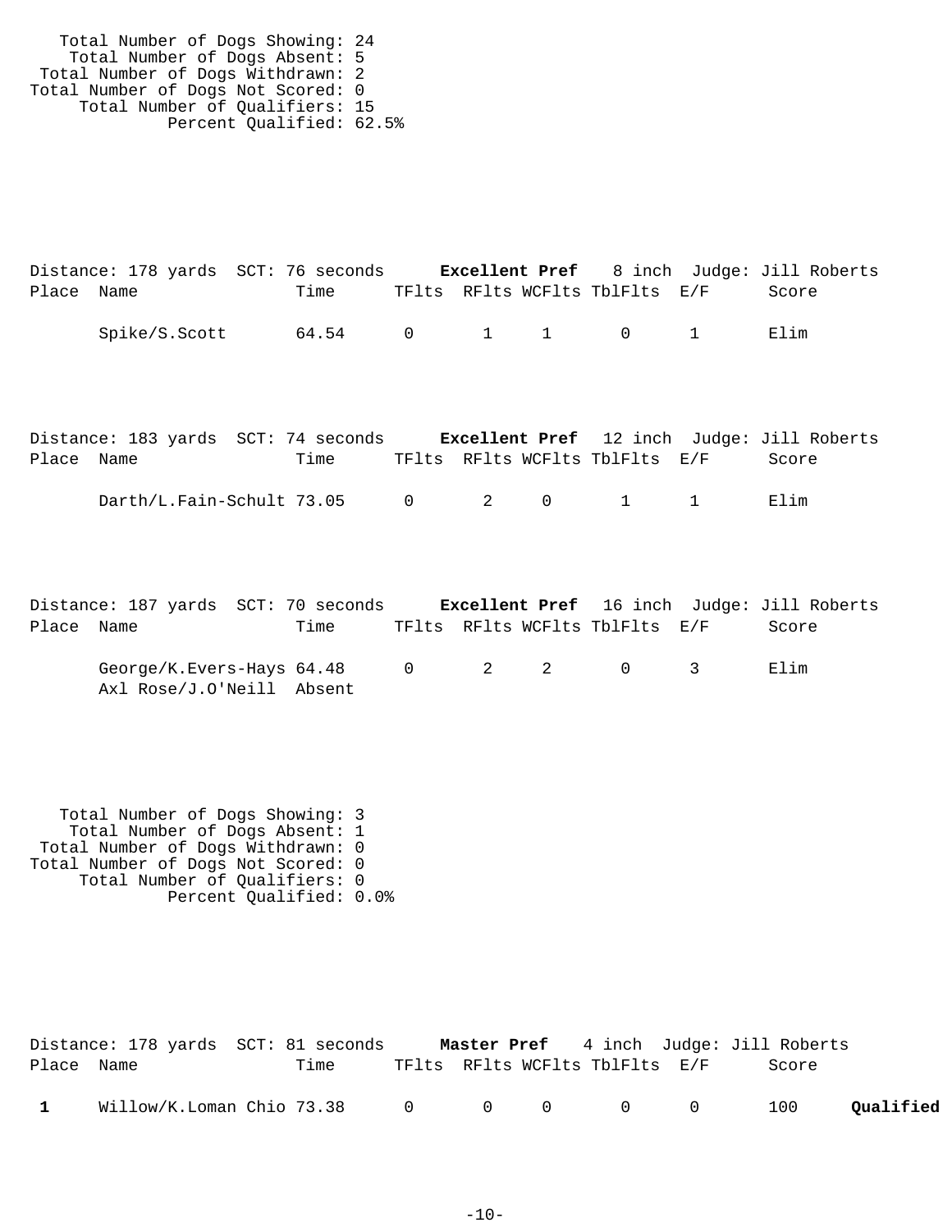Total Number of Dogs Showing: 24
Total Number of Dogs Absent: 5
Total Number of Dogs Withdrawn: 2
Total Number of Dogs Not Scored: 0
Total Number of Qualifiers: 15
Percent Qualified: 62.5%

Distance: 178 yards SCT: 76 seconds **Excellent Pref** 8 inch Judge: Jill Roberts

| Place | Name | Time | TFlts | RFlts | WCFlts | TblFlts | E/F | Score |
|---|---|---|---|---|---|---|---|---|
| | Spike/S.Scott | 64.54 | 0 | 1 | 1 | 0 | 1 | Elim |

Distance: 183 yards SCT: 74 seconds **Excellent Pref** 12 inch Judge: Jill Roberts

| Place | Name | Time | TFlts | RFlts | WCFlts | TblFlts | E/F | Score |
|---|---|---|---|---|---|---|---|---|
| | Darth/L.Fain-Schult | 73.05 | 0 | 2 | 0 | 1 | 1 | Elim |

Distance: 187 yards SCT: 70 seconds **Excellent Pref** 16 inch Judge: Jill Roberts

| Place | Name | Time | TFlts | RFlts | WCFlts | TblFlts | E/F | Score |
|---|---|---|---|---|---|---|---|---|
| | George/K.Evers-Hays | 64.48 | 0 | 2 | 2 | 0 | 3 | Elim |
| | Axl Rose/J.O'Neill | Absent | | | | | | |

Total Number of Dogs Showing: 3
Total Number of Dogs Absent: 1
Total Number of Dogs Withdrawn: 0
Total Number of Dogs Not Scored: 0
Total Number of Qualifiers: 0
Percent Qualified: 0.0%

Distance: 178 yards SCT: 81 seconds **Master Pref** 4 inch Judge: Jill Roberts

| Place | Name | Time | TFlts | RFlts | WCFlts | TblFlts | E/F | Score | |
|---|---|---|---|---|---|---|---|---|---|
| **1** | Willow/K.Loman Chio | 73.38 | 0 | 0 | 0 | 0 | 0 | 100 | **Qualified** |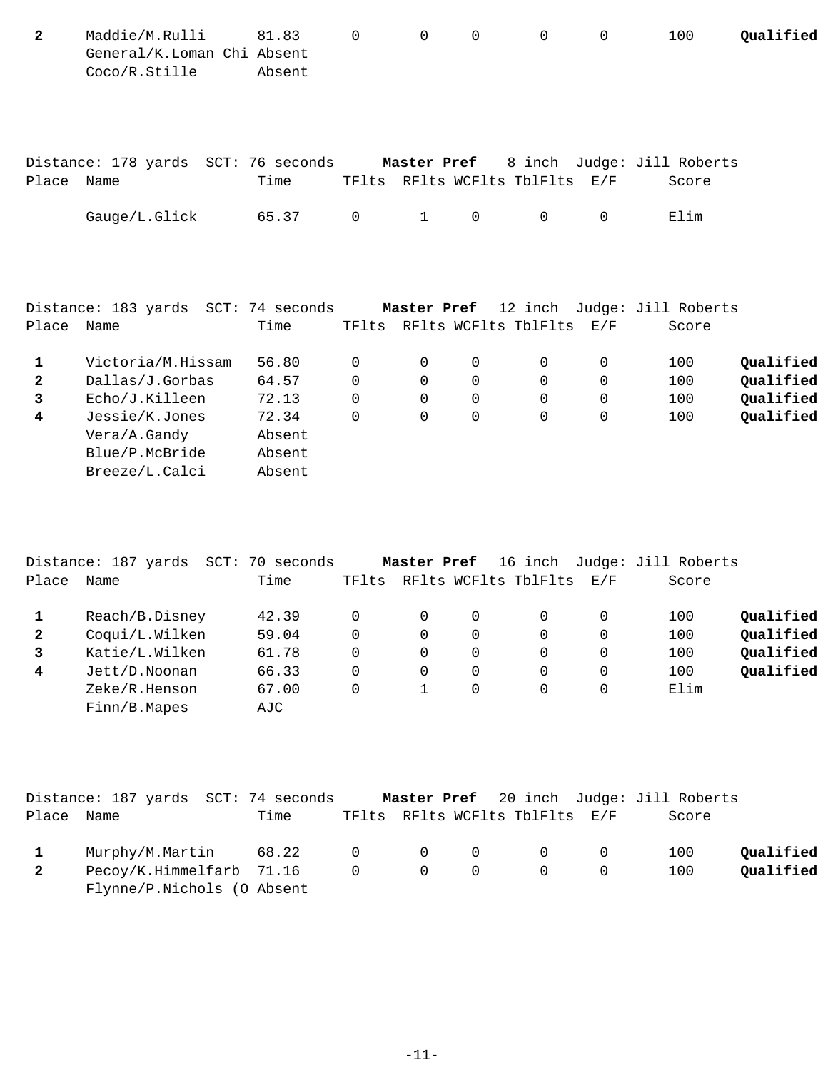| Place | Name | Time | TFlts | RFlts | WCFlts | TblFlts | E/F | Score | |
|---|---|---|---|---|---|---|---|---|---|
| **2** | Maddie/M.Rulli | 81.83 | 0 | 0 | 0 | 0 | 0 | 100 | **Qualified** |
| | General/K.Loman Chi | Absent | | | | | | | |
| | Coco/R.Stille | Absent | | | | | | | |

Distance: 178 yards SCT: 76 seconds **Master Pref** 8 inch Judge: Jill Roberts

| Place | Name | Time | TFlts | RFlts | WCFlts | TblFlts | E/F | Score | |
|---|---|---|---|---|---|---|---|---|---|
| | Gauge/L.Glick | 65.37 | 0 | 1 | 0 | 0 | 0 | Elim | |

Distance: 183 yards SCT: 74 seconds **Master Pref** 12 inch Judge: Jill Roberts

| Place | Name | Time | TFlts | RFlts | WCFlts | TblFlts | E/F | Score | |
|---|---|---|---|---|---|---|---|---|---|
| **1** | Victoria/M.Hissam | 56.80 | 0 | 0 | 0 | 0 | 0 | 100 | **Qualified** |
| **2** | Dallas/J.Gorbas | 64.57 | 0 | 0 | 0 | 0 | 0 | 100 | **Qualified** |
| **3** | Echo/J.Killeen | 72.13 | 0 | 0 | 0 | 0 | 0 | 100 | **Qualified** |
| **4** | Jessie/K.Jones | 72.34 | 0 | 0 | 0 | 0 | 0 | 100 | **Qualified** |
| | Vera/A.Gandy | Absent | | | | | | | |
| | Blue/P.McBride | Absent | | | | | | | |
| | Breeze/L.Calci | Absent | | | | | | | |

Distance: 187 yards SCT: 70 seconds **Master Pref** 16 inch Judge: Jill Roberts

| Place | Name | Time | TFlts | RFlts | WCFlts | TblFlts | E/F | Score | |
|---|---|---|---|---|---|---|---|---|---|
| **1** | Reach/B.Disney | 42.39 | 0 | 0 | 0 | 0 | 0 | 100 | **Qualified** |
| **2** | Coqui/L.Wilken | 59.04 | 0 | 0 | 0 | 0 | 0 | 100 | **Qualified** |
| **3** | Katie/L.Wilken | 61.78 | 0 | 0 | 0 | 0 | 0 | 100 | **Qualified** |
| **4** | Jett/D.Noonan | 66.33 | 0 | 0 | 0 | 0 | 0 | 100 | **Qualified** |
| | Zeke/R.Henson | 67.00 | 0 | 1 | 0 | 0 | 0 | Elim | |
| | Finn/B.Mapes | AJC | | | | | | | |

Distance: 187 yards SCT: 74 seconds **Master Pref** 20 inch Judge: Jill Roberts

| Place | Name | Time | TFlts | RFlts | WCFlts | TblFlts | E/F | Score | |
|---|---|---|---|---|---|---|---|---|---|
| **1** | Murphy/M.Martin | 68.22 | 0 | 0 | 0 | 0 | 0 | 100 | **Qualified** |
| **2** | Pecoy/K.Himmelfarb | 71.16 | 0 | 0 | 0 | 0 | 0 | 100 | **Qualified** |
| | Flynne/P.Nichols (O | Absent | | | | | | | |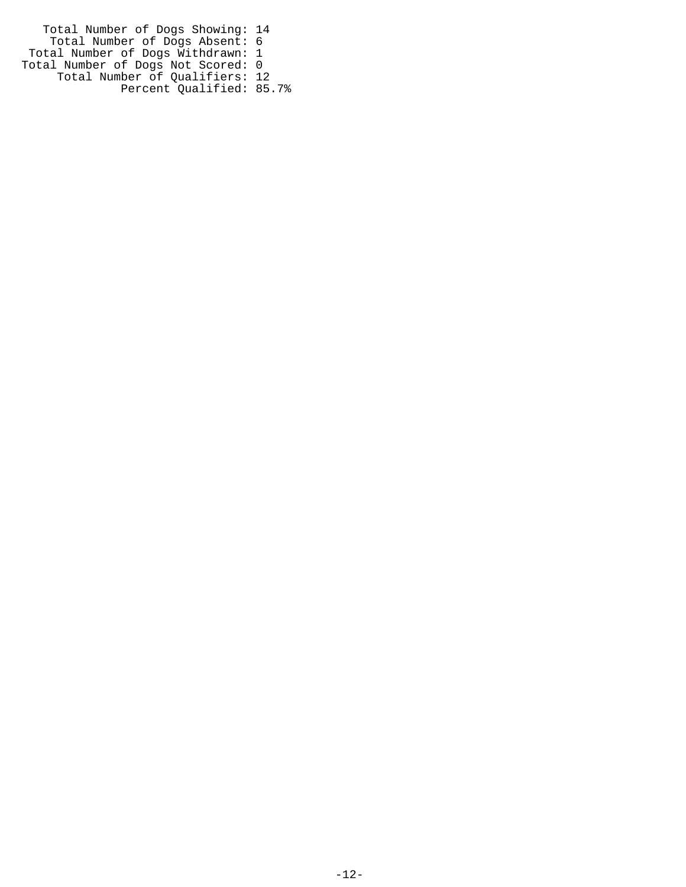Total Number of Dogs Showing: 14
Total Number of Dogs Absent: 6
Total Number of Dogs Withdrawn: 1
Total Number of Dogs Not Scored: 0
Total Number of Qualifiers: 12
Percent Qualified: 85.7%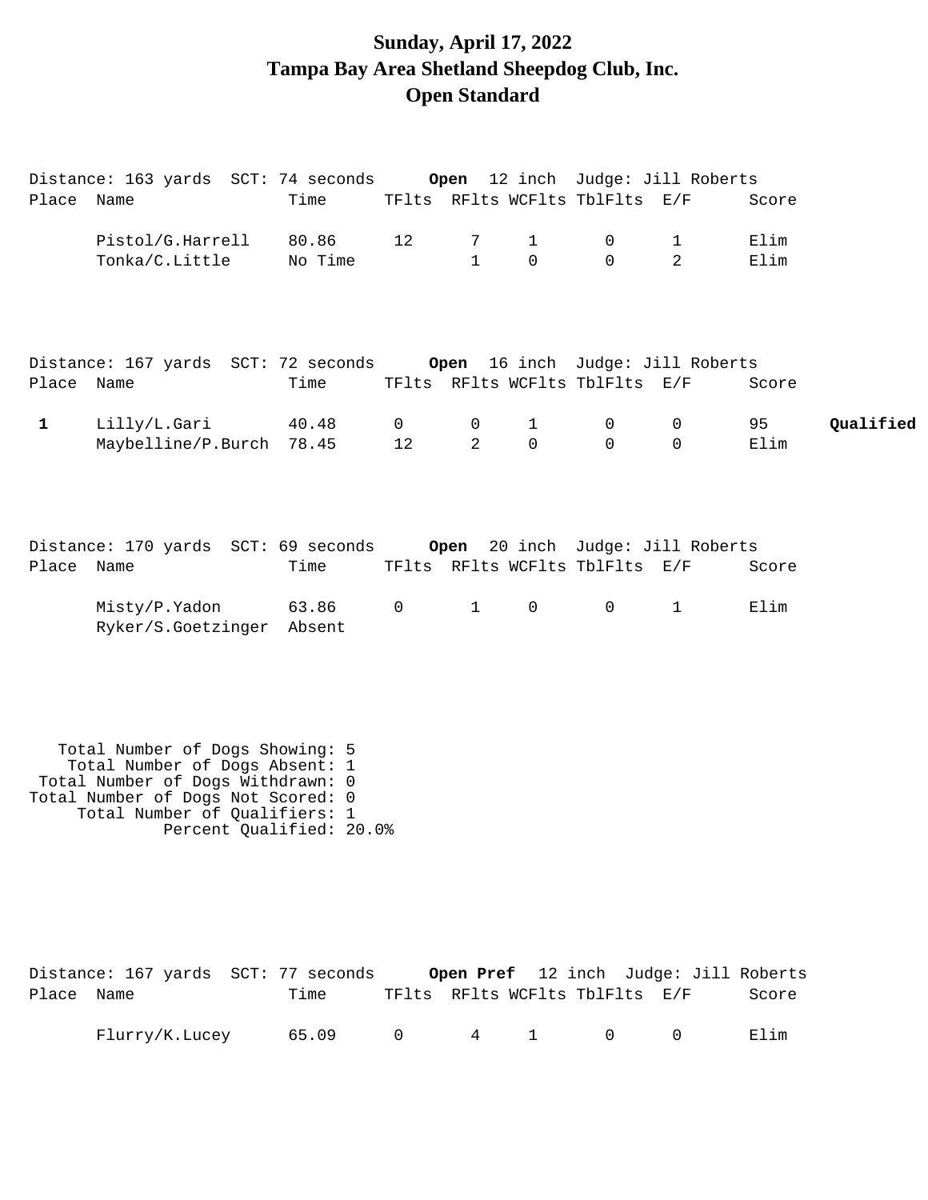# Sunday, April 17, 2022
# Tampa Bay Area Shetland Sheepdog Club, Inc.
# Open Standard

Distance: 163 yards  SCT: 74 seconds  **Open** 12 inch  Judge: Jill Roberts

| Place | Name | Time | TFlts | RFlts | WCFlts | TblFlts | E/F | Score | |
|---|---|---|---|---|---|---|---|---|---|
| | Pistol/G.Harrell | 80.86 | 12 | 7 | 1 | 0 | 1 | Elim | |
| | Tonka/C.Little | No Time | | 1 | 0 | 0 | 2 | Elim | |

Distance: 167 yards  SCT: 72 seconds  **Open** 16 inch  Judge: Jill Roberts

| Place | Name | Time | TFlts | RFlts | WCFlts | TblFlts | E/F | Score | |
|---|---|---|---|---|---|---|---|---|---|
| **1** | Lilly/L.Gari | 40.48 | 0 | 0 | 1 | 0 | 0 | 95 | **Qualified** |
| | Maybelline/P.Burch | 78.45 | 12 | 2 | 0 | 0 | 0 | Elim | |

Distance: 170 yards  SCT: 69 seconds  **Open** 20 inch  Judge: Jill Roberts

| Place | Name | Time | TFlts | RFlts | WCFlts | TblFlts | E/F | Score | |
|---|---|---|---|---|---|---|---|---|---|
| | Misty/P.Yadon | 63.86 | 0 | 1 | 0 | 0 | 1 | Elim | |
| | Ryker/S.Goetzinger | Absent | | | | | | | |

Total Number of Dogs Showing: 5
Total Number of Dogs Absent: 1
Total Number of Dogs Withdrawn: 0
Total Number of Dogs Not Scored: 0
Total Number of Qualifiers: 1
Percent Qualified: 20.0%

Distance: 167 yards  SCT: 77 seconds  **Open Pref** 12 inch  Judge: Jill Roberts

| Place | Name | Time | TFlts | RFlts | WCFlts | TblFlts | E/F | Score |
|---|---|---|---|---|---|---|---|---|
| | Flurry/K.Lucey | 65.09 | 0 | 4 | 1 | 0 | 0 | Elim |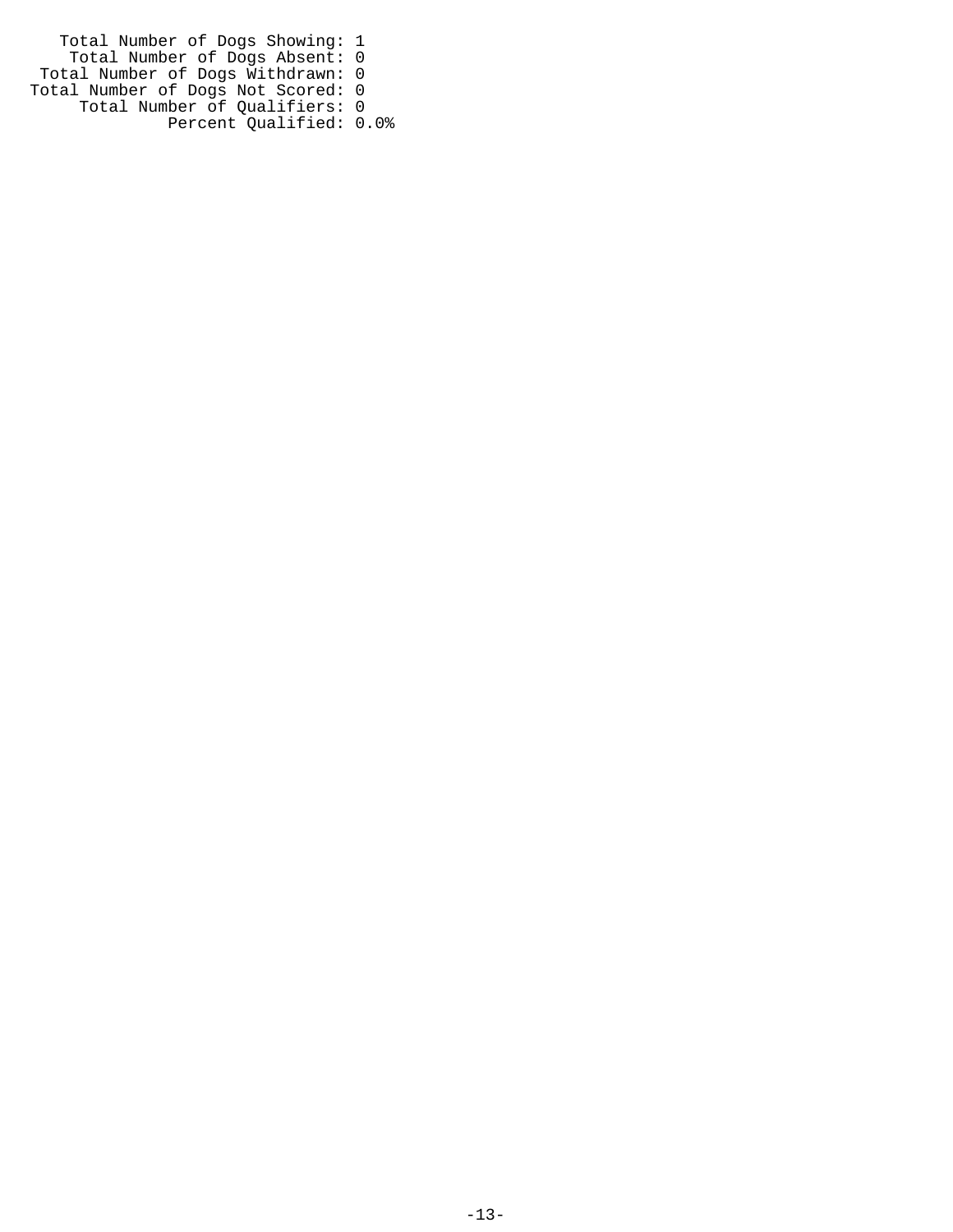Total Number of Dogs Showing: 1
Total Number of Dogs Absent: 0
Total Number of Dogs Withdrawn: 0
Total Number of Dogs Not Scored: 0
Total Number of Qualifiers: 0
Percent Qualified: 0.0%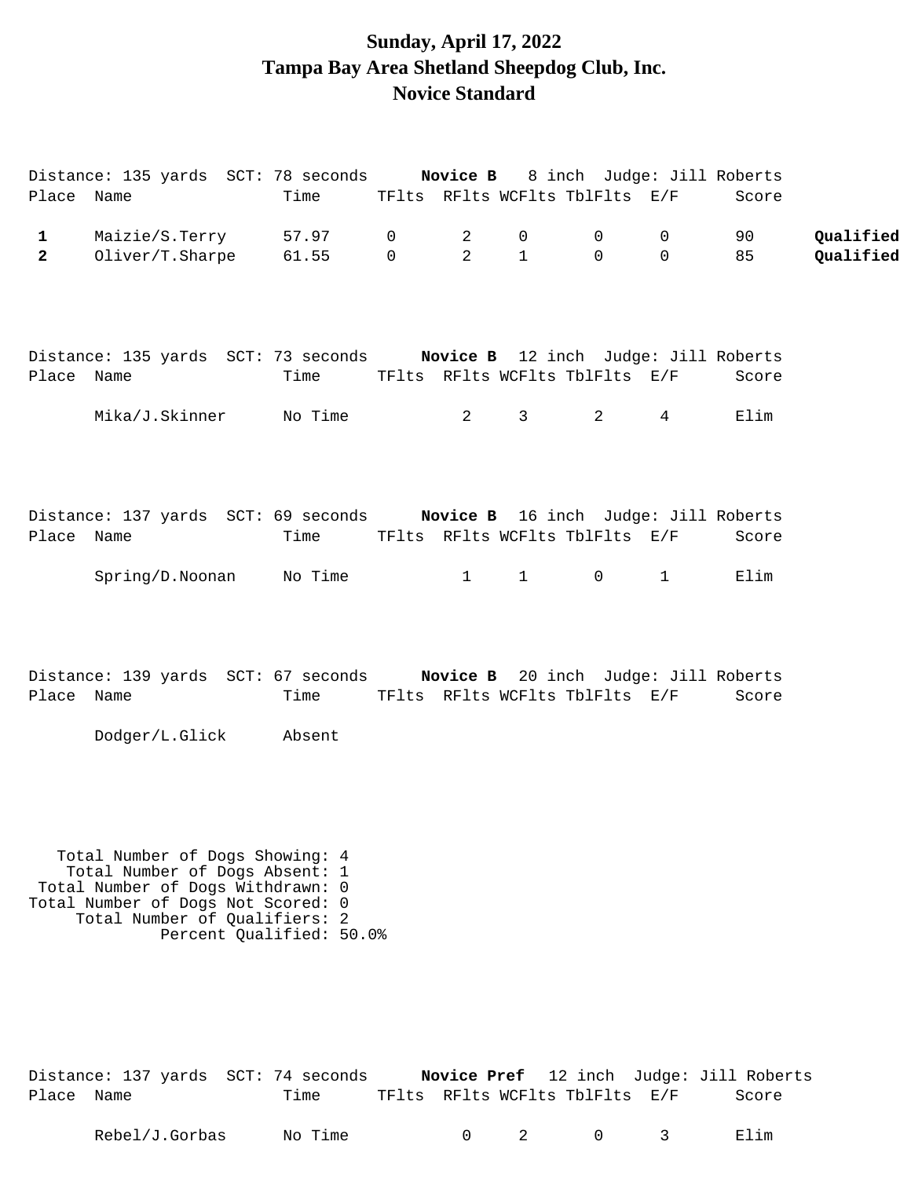# Sunday, April 17, 2022
# Tampa Bay Area Shetland Sheepdog Club, Inc.
## Novice Standard

Distance: 135 yards SCT: 78 seconds **Novice B** 8 inch Judge: Jill Roberts

| Place | Name | Time | TFlts | RFlts | WCFlts | TblFlts | E/F | Score | |
|---|---|---|---|---|---|---|---|---|---|
| **1** | Maizie/S.Terry | 57.97 | 0 | 2 | 0 | 0 | 0 | 90 | **Qualified** |
| **2** | Oliver/T.Sharpe | 61.55 | 0 | 2 | 1 | 0 | 0 | 85 | **Qualified** |

Distance: 135 yards SCT: 73 seconds **Novice B** 12 inch Judge: Jill Roberts

| Place | Name | Time | TFlts | RFlts | WCFlts | TblFlts | E/F | Score |
|---|---|---|---|---|---|---|---|---|
| | Mika/J.Skinner | No Time | | 2 | 3 | 2 | 4 | Elim |

Distance: 137 yards SCT: 69 seconds **Novice B** 16 inch Judge: Jill Roberts

| Place | Name | Time | TFlts | RFlts | WCFlts | TblFlts | E/F | Score |
|---|---|---|---|---|---|---|---|---|
| | Spring/D.Noonan | No Time | | 1 | 1 | 0 | 1 | Elim |

Distance: 139 yards SCT: 67 seconds **Novice B** 20 inch Judge: Jill Roberts

| Place | Name | Time | TFlts | RFlts | WCFlts | TblFlts | E/F | Score |
|---|---|---|---|---|---|---|---|---|
| | Dodger/L.Glick | Absent | | | | | | |

Total Number of Dogs Showing: 4
Total Number of Dogs Absent: 1
Total Number of Dogs Withdrawn: 0
Total Number of Dogs Not Scored: 0
Total Number of Qualifiers: 2
Percent Qualified: 50.0%

Distance: 137 yards SCT: 74 seconds **Novice Pref** 12 inch Judge: Jill Roberts

| Place | Name | Time | TFlts | RFlts | WCFlts | TblFlts | E/F | Score |
|---|---|---|---|---|---|---|---|---|
| | Rebel/J.Gorbas | No Time | | 0 | 2 | 0 | 3 | Elim |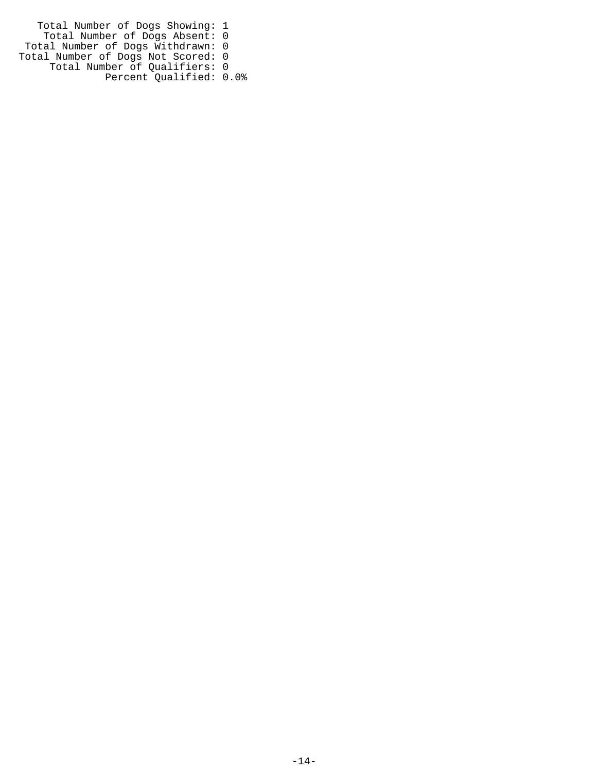Total Number of Dogs Showing: 1
Total Number of Dogs Absent: 0
Total Number of Dogs Withdrawn: 0
Total Number of Dogs Not Scored: 0
Total Number of Qualifiers: 0
Percent Qualified: 0.0%